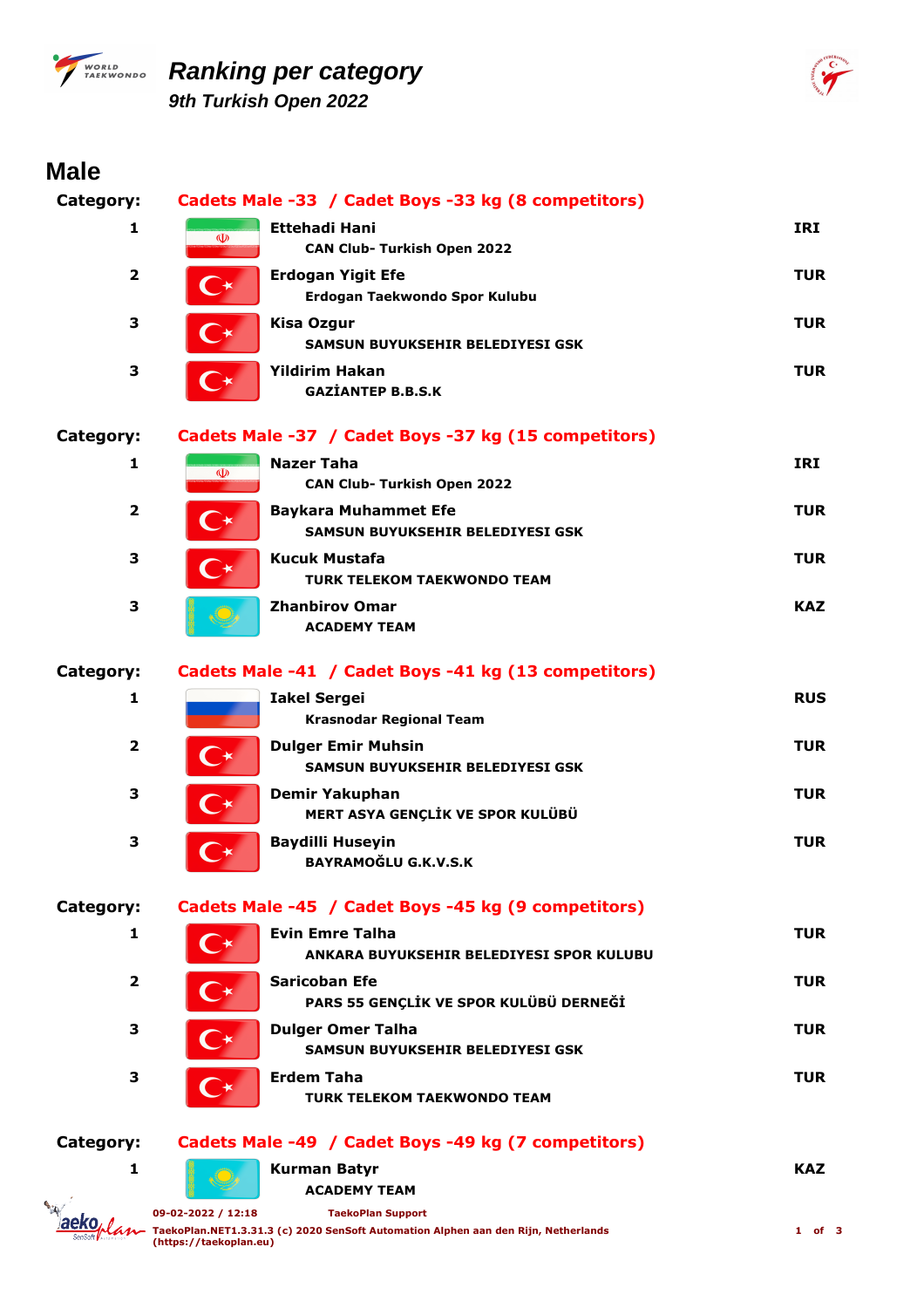# Ranking per category

*9th Turkish Open 2022*

## Male

**Category:** Cadets Male -33 / Cadet Boys -33 kg (8 competitors)

| Rank | Name / Club | Country |
|---|---|---|
| 1 | **Ettehadi Hani**<br>CAN Club- Turkish Open 2022 | IRI |
| 2 | **Erdogan Yigit Efe**<br>Erdogan Taekwondo Spor Kulubu | TUR |
| 3 | **Kisa Ozgur**<br>SAMSUN BUYUKSEHIR BELEDIYESI GSK | TUR |
| 3 | **Yildirim Hakan**<br>GAZİANTEP B.B.S.K | TUR |

**Category:** Cadets Male -37 / Cadet Boys -37 kg (15 competitors)

| Rank | Name / Club | Country |
|---|---|---|
| 1 | **Nazer Taha**<br>CAN Club- Turkish Open 2022 | IRI |
| 2 | **Baykara Muhammet Efe**<br>SAMSUN BUYUKSEHIR BELEDIYESI GSK | TUR |
| 3 | **Kucuk Mustafa**<br>TURK TELEKOM TAEKWONDO TEAM | TUR |
| 3 | **Zhanbirov Omar**<br>ACADEMY TEAM | KAZ |

**Category:** Cadets Male -41 / Cadet Boys -41 kg (13 competitors)

| Rank | Name / Club | Country |
|---|---|---|
| 1 | **Iakel Sergei**<br>Krasnodar Regional Team | RUS |
| 2 | **Dulger Emir Muhsin**<br>SAMSUN BUYUKSEHIR BELEDIYESI GSK | TUR |
| 3 | **Demir Yakuphan**<br>MERT ASYA GENÇLİK VE SPOR KULÜBÜ | TUR |
| 3 | **Baydilli Huseyin**<br>BAYRAMOĞLU G.K.V.S.K | TUR |

**Category:** Cadets Male -45 / Cadet Boys -45 kg (9 competitors)

| Rank | Name / Club | Country |
|---|---|---|
| 1 | **Evin Emre Talha**<br>ANKARA BUYUKSEHIR BELEDIYESI SPOR KULUBU | TUR |
| 2 | **Saricoban Efe**<br>PARS 55 GENÇLİK VE SPOR KULÜBÜ DERNEĞİ | TUR |
| 3 | **Dulger Omer Talha**<br>SAMSUN BUYUKSEHIR BELEDIYESI GSK | TUR |
| 3 | **Erdem Taha**<br>TURK TELEKOM TAEKWONDO TEAM | TUR |

**Category:** Cadets Male -49 / Cadet Boys -49 kg (7 competitors)

| Rank | Name / Club | Country |
|---|---|---|
| 1 | **Kurman Batyr**<br>ACADEMY TEAM | KAZ |

09-02-2022 / 12:18 TaekoPlan Support
TaekoPlan.NET1.3.31.3 (c) 2020 SenSoft Automation Alphen aan den Rijn, Netherlands (https://taekoplan.eu)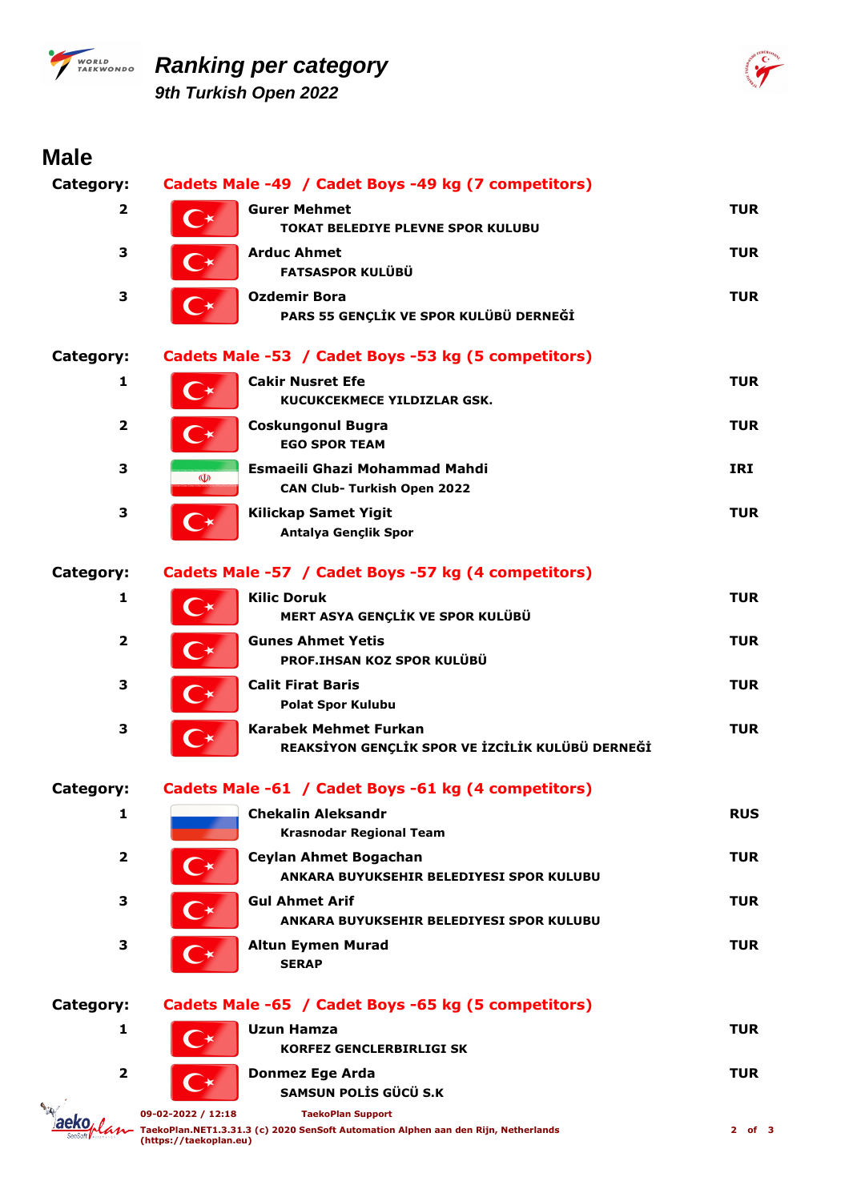# Ranking per category

## 9th Turkish Open 2022

## Male

**Category:** Cadets Male -49 / Cadet Boys -49 kg (7 competitors)

| Rank | Name | Club | Country |
|---|---|---|---|
| 2 | Gurer Mehmet | TOKAT BELEDIYE PLEVNE SPOR KULUBU | TUR |
| 3 | Arduc Ahmet | FATSASPOR KULÜBÜ | TUR |
| 3 | Ozdemir Bora | PARS 55 GENÇLİK VE SPOR KULÜBÜ DERNEĞİ | TUR |

**Category:** Cadets Male -53 / Cadet Boys -53 kg (5 competitors)

| Rank | Name | Club | Country |
|---|---|---|---|
| 1 | Cakir Nusret Efe | KUCUKCEKMECE YILDIZLAR GSK. | TUR |
| 2 | Coskungonul Bugra | EGO SPOR TEAM | TUR |
| 3 | Esmaeili Ghazi Mohammad Mahdi | CAN Club- Turkish Open 2022 | IRI |
| 3 | Kilickap Samet Yigit | Antalya Gençlik Spor | TUR |

**Category:** Cadets Male -57 / Cadet Boys -57 kg (4 competitors)

| Rank | Name | Club | Country |
|---|---|---|---|
| 1 | Kilic Doruk | MERT ASYA GENÇLİK VE SPOR KULÜBÜ | TUR |
| 2 | Gunes Ahmet Yetis | PROF.IHSAN KOZ SPOR KULÜBÜ | TUR |
| 3 | Calit Firat Baris | Polat Spor Kulubu | TUR |
| 3 | Karabek Mehmet Furkan | REAKSİYON GENÇLİK SPOR VE İZCİLİK KULÜBÜ DERNEĞİ | TUR |

**Category:** Cadets Male -61 / Cadet Boys -61 kg (4 competitors)

| Rank | Name | Club | Country |
|---|---|---|---|
| 1 | Chekalin Aleksandr | Krasnodar Regional Team | RUS |
| 2 | Ceylan Ahmet Bogachan | ANKARA BUYUKSEHIR BELEDIYESI SPOR KULUBU | TUR |
| 3 | Gul Ahmet Arif | ANKARA BUYUKSEHIR BELEDIYESI SPOR KULUBU | TUR |
| 3 | Altun Eymen Murad | SERAP | TUR |

**Category:** Cadets Male -65 / Cadet Boys -65 kg (5 competitors)

| Rank | Name | Club | Country |
|---|---|---|---|
| 1 | Uzun Hamza | KORFEZ GENCLERBIRLIGI SK | TUR |
| 2 | Donmez Ege Arda | SAMSUN POLİS GÜCÜ S.K | TUR |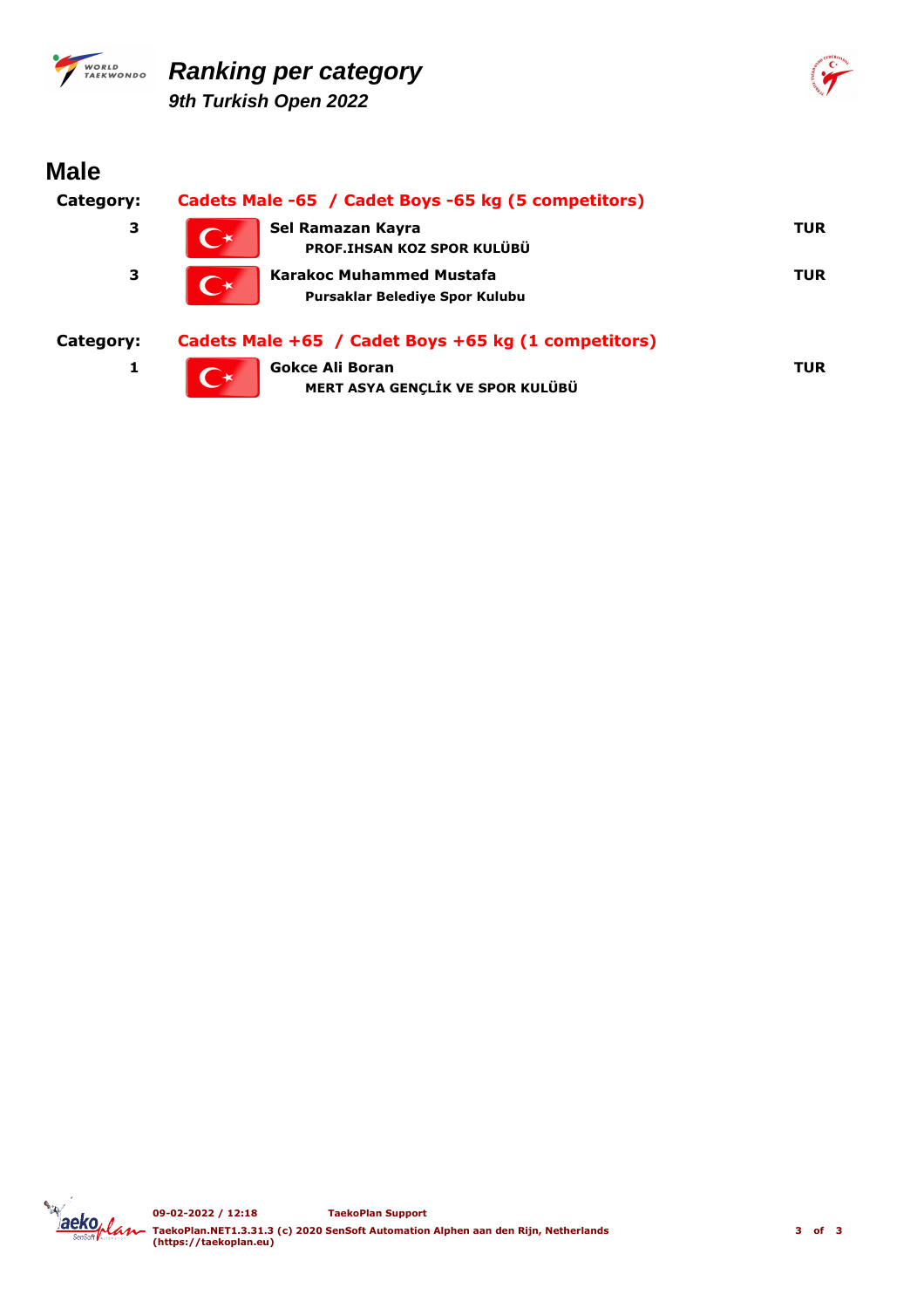# Ranking per category

*9th Turkish Open 2022*

## Male

**Category:** Cadets Male -65 / Cadet Boys -65 kg (5 competitors)

| | | | |
|---|---|---|---|
| 3 | **Sel Ramazan Kayra** | PROF.IHSAN KOZ SPOR KULÜBÜ | TUR |
| 3 | **Karakoc Muhammed Mustafa** | Pursaklar Belediye Spor Kulubu | TUR |

**Category:** Cadets Male +65 / Cadet Boys +65 kg (1 competitors)

| | | | |
|---|---|---|---|
| 1 | **Gokce Ali Boran** | MERT ASYA GENÇLİK VE SPOR KULÜBÜ | TUR |

09-02-2022 / 12:18 TaekoPlan Support

TaekoPlan.NET1.3.31.3 (c) 2020 SenSoft Automation Alphen aan den Rijn, Netherlands (https://taekoplan.eu)